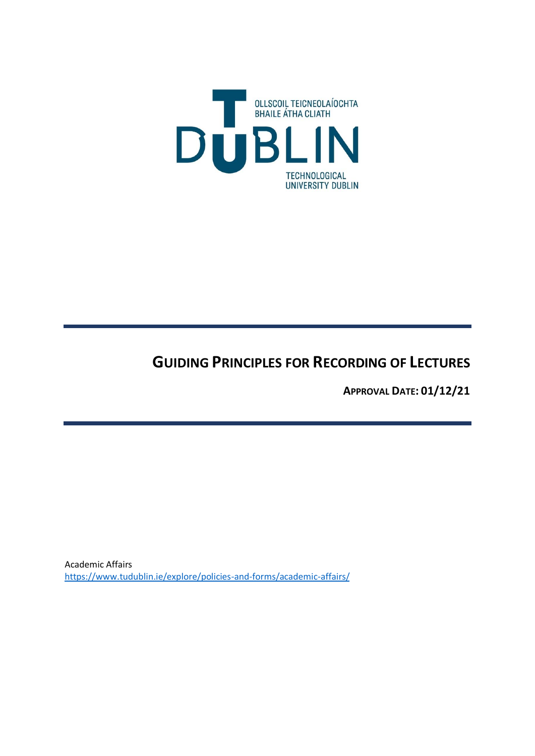OLLSCOIL TEICNEOLAÍOCHTA BHAILE ÁTHA CLIATH

DUBLIN

TECHNOLOGICAL UNIVERSITY DUBLIN

# Guiding Principles for Recording of Lectures

**Approval Date: 01/12/21**

Academic Affairs
https://www.tudublin.ie/explore/policies-and-forms/academic-affairs/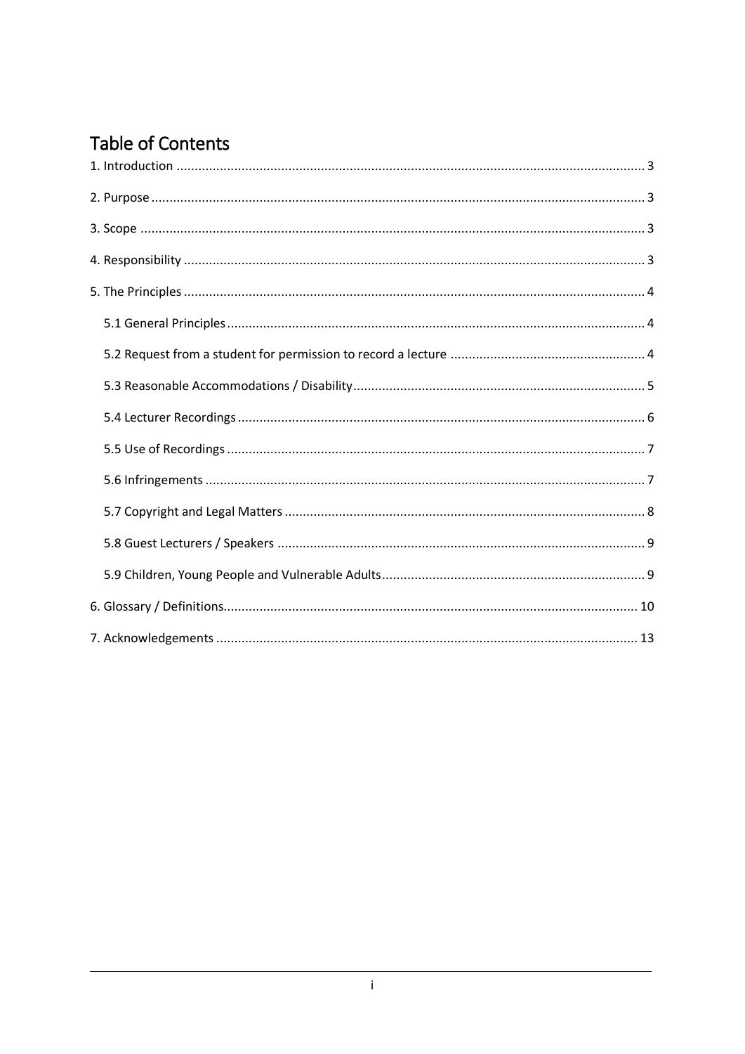## Table of Contents

1. Introduction ..... 3

2. Purpose ..... 3

3. Scope ..... 3

4. Responsibility ..... 3

5. The Principles ..... 4

  5.1 General Principles ..... 4

  5.2 Request from a student for permission to record a lecture ..... 4

  5.3 Reasonable Accommodations / Disability ..... 5

  5.4 Lecturer Recordings ..... 6

  5.5 Use of Recordings ..... 7

  5.6 Infringements ..... 7

  5.7 Copyright and Legal Matters ..... 8

  5.8 Guest Lecturers / Speakers ..... 9

  5.9 Children, Young People and Vulnerable Adults ..... 9

6. Glossary / Definitions ..... 10

7. Acknowledgements ..... 13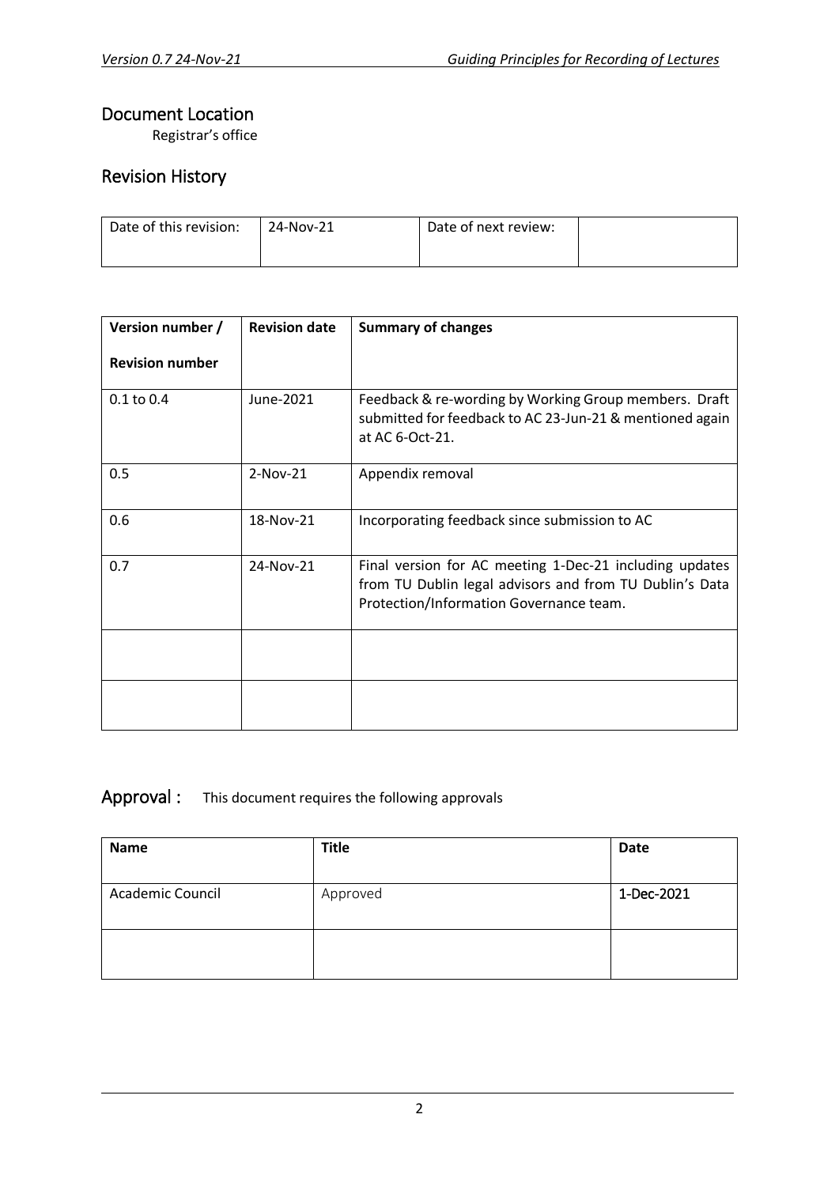## Document Location

Registrar's office

## Revision History

| Date of this revision: | 24-Nov-21 | Date of next review: | |
|---|---|---|---|

| Version number / Revision number | Revision date | Summary of changes |
|---|---|---|
| 0.1 to 0.4 | June-2021 | Feedback & re-wording by Working Group members. Draft submitted for feedback to AC 23-Jun-21 & mentioned again at AC 6-Oct-21. |
| 0.5 | 2-Nov-21 | Appendix removal |
| 0.6 | 18-Nov-21 | Incorporating feedback since submission to AC |
| 0.7 | 24-Nov-21 | Final version for AC meeting 1-Dec-21 including updates from TU Dublin legal advisors and from TU Dublin's Data Protection/Information Governance team. |
| | | |
| | | |

## Approval : This document requires the following approvals

| Name | Title | Date |
|---|---|---|
| Academic Council | Approved | 1-Dec-2021 |
| | | |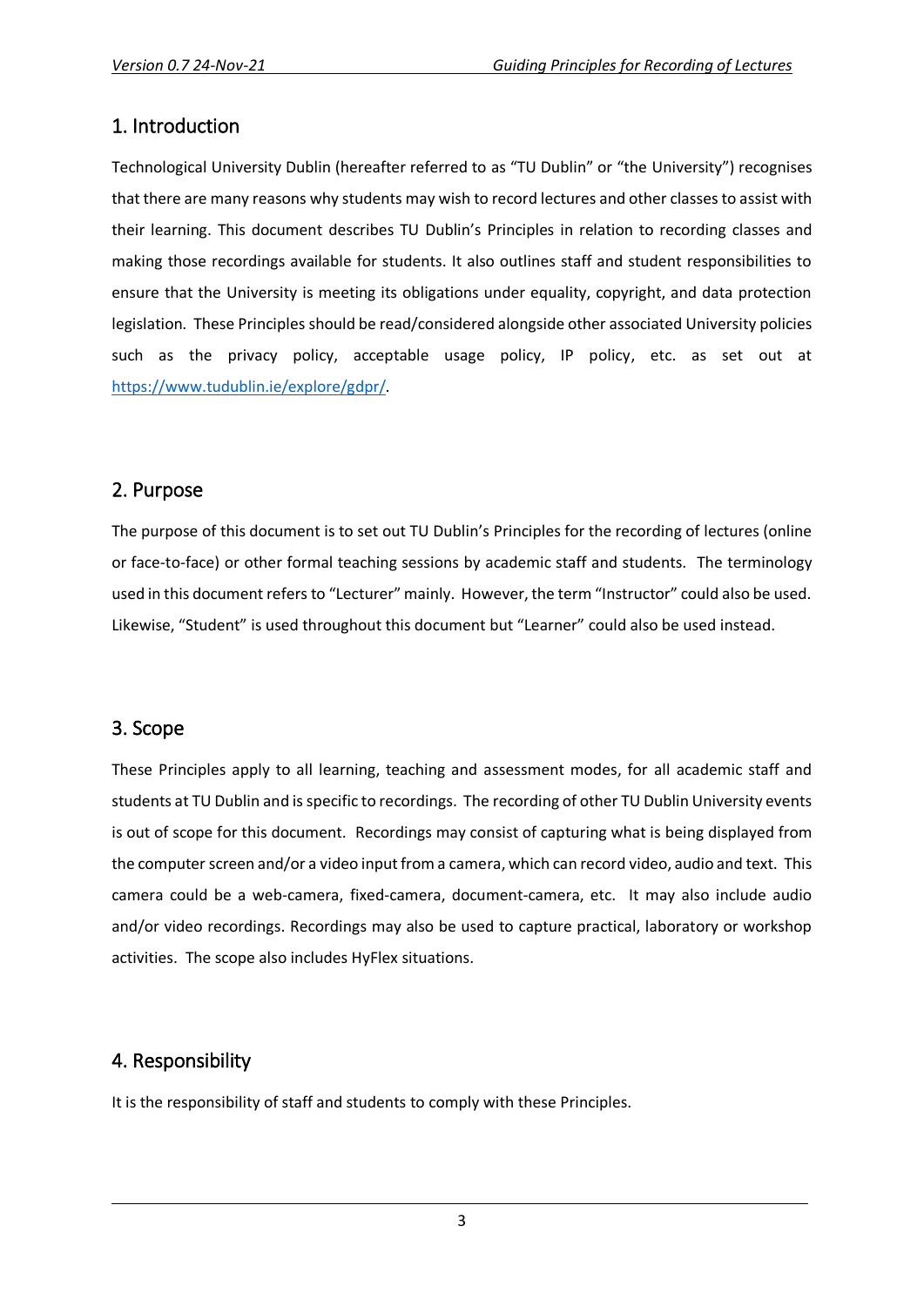## 1. Introduction

Technological University Dublin (hereafter referred to as "TU Dublin" or "the University") recognises that there are many reasons why students may wish to record lectures and other classes to assist with their learning. This document describes TU Dublin's Principles in relation to recording classes and making those recordings available for students. It also outlines staff and student responsibilities to ensure that the University is meeting its obligations under equality, copyright, and data protection legislation. These Principles should be read/considered alongside other associated University policies such as the privacy policy, acceptable usage policy, IP policy, etc. as set out at [https://www.tudublin.ie/explore/gdpr/](https://www.tudublin.ie/explore/gdpr/).

## 2. Purpose

The purpose of this document is to set out TU Dublin's Principles for the recording of lectures (online or face-to-face) or other formal teaching sessions by academic staff and students. The terminology used in this document refers to "Lecturer" mainly. However, the term "Instructor" could also be used. Likewise, "Student" is used throughout this document but "Learner" could also be used instead.

## 3. Scope

These Principles apply to all learning, teaching and assessment modes, for all academic staff and students at TU Dublin and is specific to recordings. The recording of other TU Dublin University events is out of scope for this document. Recordings may consist of capturing what is being displayed from the computer screen and/or a video input from a camera, which can record video, audio and text. This camera could be a web-camera, fixed-camera, document-camera, etc. It may also include audio and/or video recordings. Recordings may also be used to capture practical, laboratory or workshop activities. The scope also includes HyFlex situations.

## 4. Responsibility

It is the responsibility of staff and students to comply with these Principles.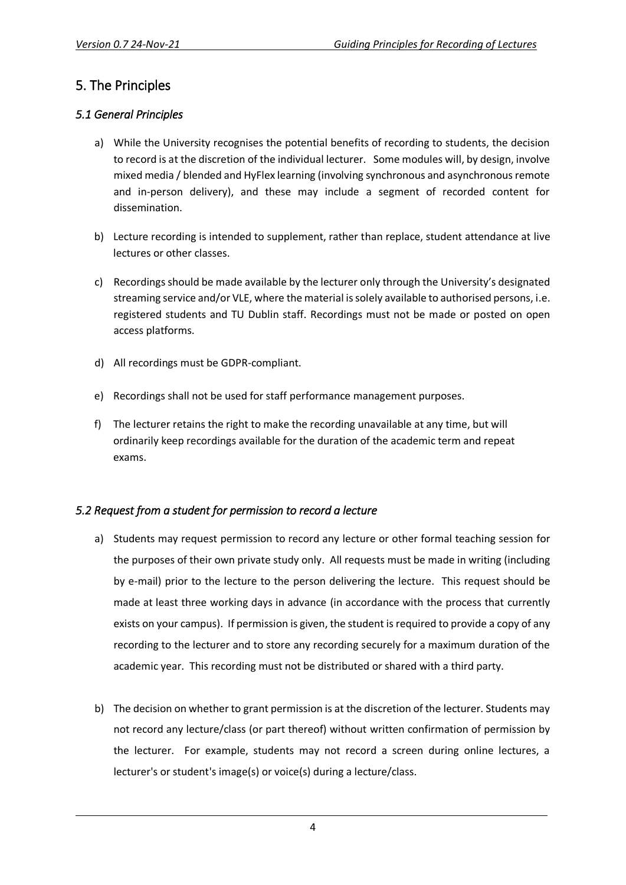## 5. The Principles

### *5.1 General Principles*

a) While the University recognises the potential benefits of recording to students, the decision to record is at the discretion of the individual lecturer. Some modules will, by design, involve mixed media / blended and HyFlex learning (involving synchronous and asynchronous remote and in-person delivery), and these may include a segment of recorded content for dissemination.

b) Lecture recording is intended to supplement, rather than replace, student attendance at live lectures or other classes.

c) Recordings should be made available by the lecturer only through the University's designated streaming service and/or VLE, where the material is solely available to authorised persons, i.e. registered students and TU Dublin staff. Recordings must not be made or posted on open access platforms.

d) All recordings must be GDPR-compliant.

e) Recordings shall not be used for staff performance management purposes.

f) The lecturer retains the right to make the recording unavailable at any time, but will ordinarily keep recordings available for the duration of the academic term and repeat exams.

### *5.2 Request from a student for permission to record a lecture*

a) Students may request permission to record any lecture or other formal teaching session for the purposes of their own private study only. All requests must be made in writing (including by e-mail) prior to the lecture to the person delivering the lecture. This request should be made at least three working days in advance (in accordance with the process that currently exists on your campus). If permission is given, the student is required to provide a copy of any recording to the lecturer and to store any recording securely for a maximum duration of the academic year. This recording must not be distributed or shared with a third party.

b) The decision on whether to grant permission is at the discretion of the lecturer. Students may not record any lecture/class (or part thereof) without written confirmation of permission by the lecturer. For example, students may not record a screen during online lectures, a lecturer's or student's image(s) or voice(s) during a lecture/class.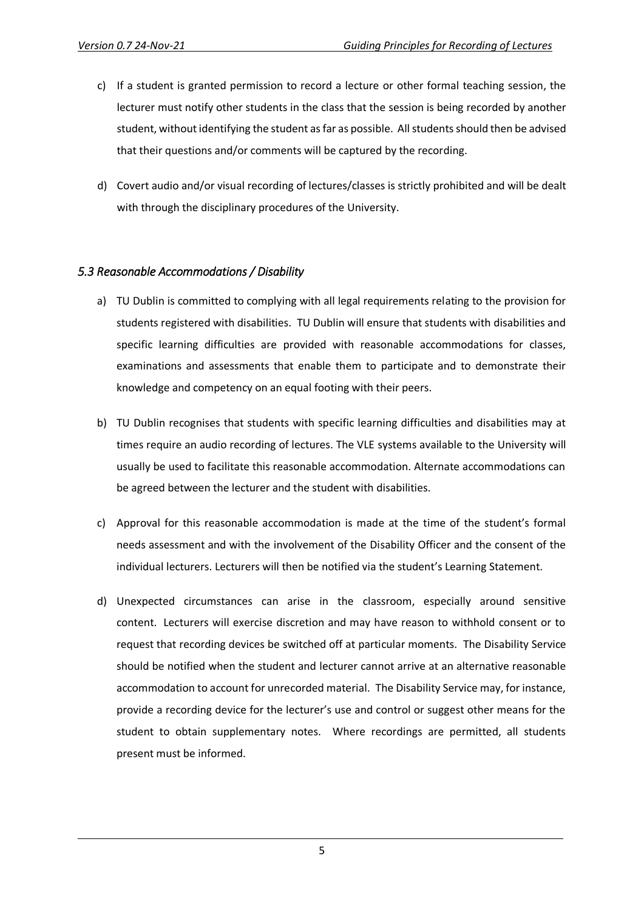c) If a student is granted permission to record a lecture or other formal teaching session, the lecturer must notify other students in the class that the session is being recorded by another student, without identifying the student as far as possible. All students should then be advised that their questions and/or comments will be captured by the recording.

d) Covert audio and/or visual recording of lectures/classes is strictly prohibited and will be dealt with through the disciplinary procedures of the University.

### *5.3 Reasonable Accommodations / Disability*

a) TU Dublin is committed to complying with all legal requirements relating to the provision for students registered with disabilities. TU Dublin will ensure that students with disabilities and specific learning difficulties are provided with reasonable accommodations for classes, examinations and assessments that enable them to participate and to demonstrate their knowledge and competency on an equal footing with their peers.

b) TU Dublin recognises that students with specific learning difficulties and disabilities may at times require an audio recording of lectures. The VLE systems available to the University will usually be used to facilitate this reasonable accommodation. Alternate accommodations can be agreed between the lecturer and the student with disabilities.

c) Approval for this reasonable accommodation is made at the time of the student's formal needs assessment and with the involvement of the Disability Officer and the consent of the individual lecturers. Lecturers will then be notified via the student's Learning Statement.

d) Unexpected circumstances can arise in the classroom, especially around sensitive content. Lecturers will exercise discretion and may have reason to withhold consent or to request that recording devices be switched off at particular moments. The Disability Service should be notified when the student and lecturer cannot arrive at an alternative reasonable accommodation to account for unrecorded material. The Disability Service may, for instance, provide a recording device for the lecturer's use and control or suggest other means for the student to obtain supplementary notes. Where recordings are permitted, all students present must be informed.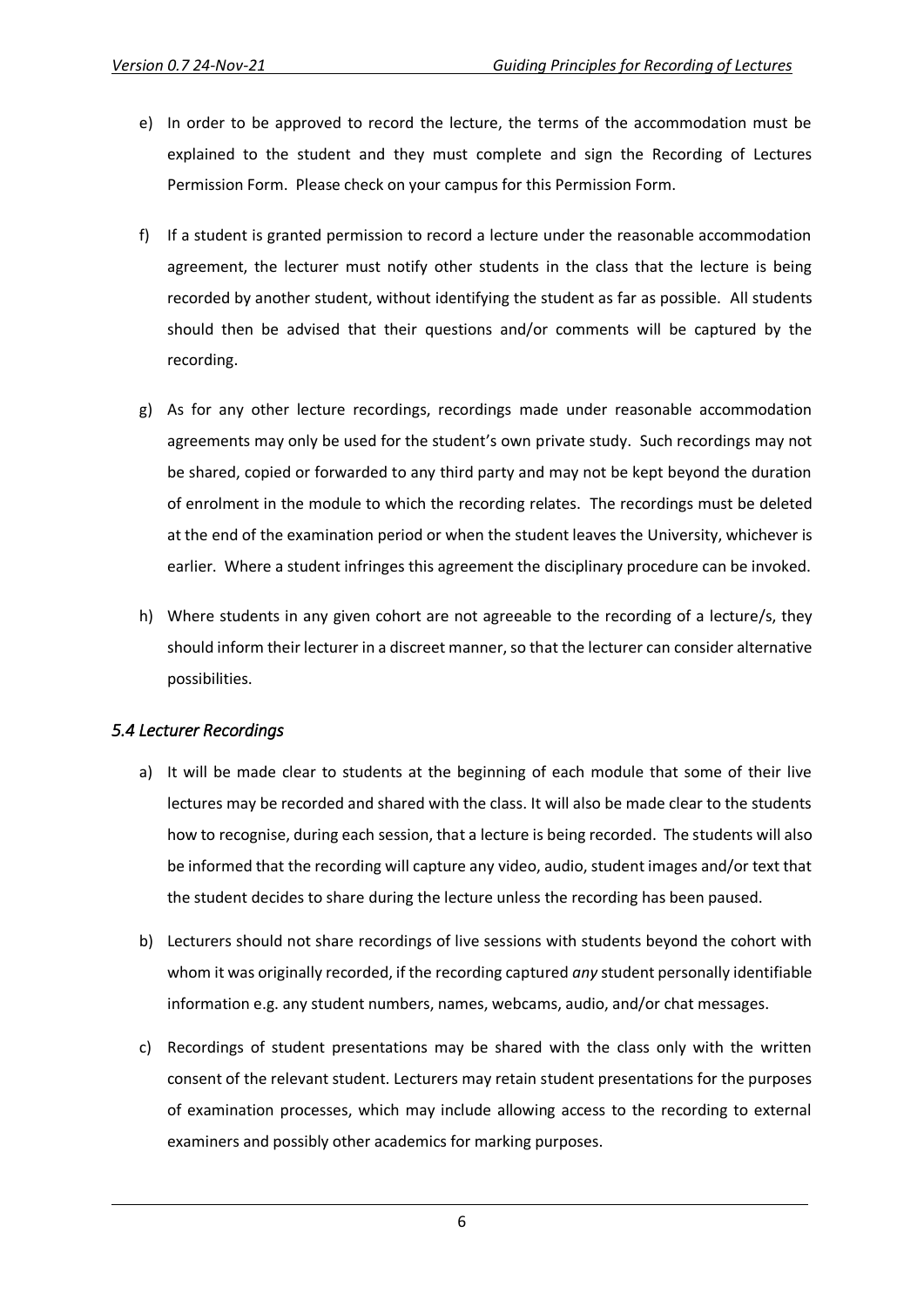e) In order to be approved to record the lecture, the terms of the accommodation must be explained to the student and they must complete and sign the Recording of Lectures Permission Form. Please check on your campus for this Permission Form.

f) If a student is granted permission to record a lecture under the reasonable accommodation agreement, the lecturer must notify other students in the class that the lecture is being recorded by another student, without identifying the student as far as possible. All students should then be advised that their questions and/or comments will be captured by the recording.

g) As for any other lecture recordings, recordings made under reasonable accommodation agreements may only be used for the student's own private study. Such recordings may not be shared, copied or forwarded to any third party and may not be kept beyond the duration of enrolment in the module to which the recording relates. The recordings must be deleted at the end of the examination period or when the student leaves the University, whichever is earlier. Where a student infringes this agreement the disciplinary procedure can be invoked.

h) Where students in any given cohort are not agreeable to the recording of a lecture/s, they should inform their lecturer in a discreet manner, so that the lecturer can consider alternative possibilities.

### *5.4 Lecturer Recordings*

a) It will be made clear to students at the beginning of each module that some of their live lectures may be recorded and shared with the class. It will also be made clear to the students how to recognise, during each session, that a lecture is being recorded. The students will also be informed that the recording will capture any video, audio, student images and/or text that the student decides to share during the lecture unless the recording has been paused.

b) Lecturers should not share recordings of live sessions with students beyond the cohort with whom it was originally recorded, if the recording captured *any* student personally identifiable information e.g. any student numbers, names, webcams, audio, and/or chat messages.

c) Recordings of student presentations may be shared with the class only with the written consent of the relevant student. Lecturers may retain student presentations for the purposes of examination processes, which may include allowing access to the recording to external examiners and possibly other academics for marking purposes.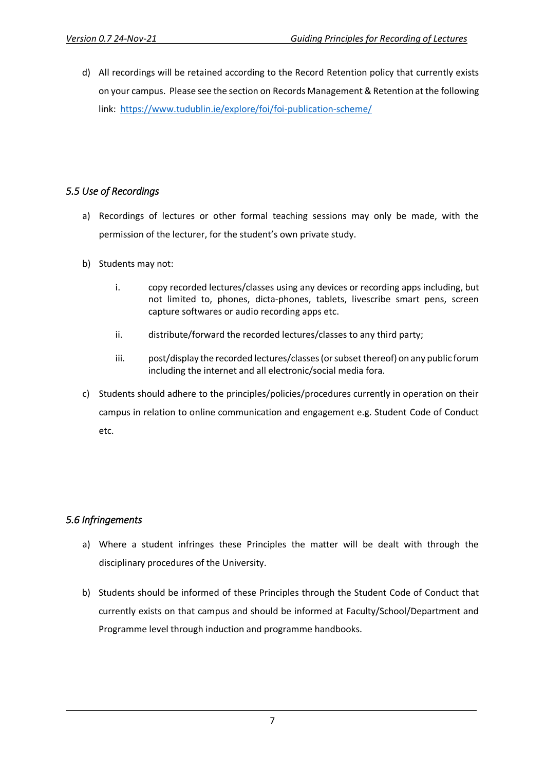d) All recordings will be retained according to the Record Retention policy that currently exists on your campus. Please see the section on Records Management & Retention at the following link: [https://www.tudublin.ie/explore/foi/foi-publication-scheme/](https://www.tudublin.ie/explore/foi/foi-publication-scheme/)

### *5.5 Use of Recordings*

a) Recordings of lectures or other formal teaching sessions may only be made, with the permission of the lecturer, for the student's own private study.

b) Students may not:

   i. copy recorded lectures/classes using any devices or recording apps including, but not limited to, phones, dicta-phones, tablets, livescribe smart pens, screen capture softwares or audio recording apps etc.

   ii. distribute/forward the recorded lectures/classes to any third party;

   iii. post/display the recorded lectures/classes (or subset thereof) on any public forum including the internet and all electronic/social media fora.

c) Students should adhere to the principles/policies/procedures currently in operation on their campus in relation to online communication and engagement e.g. Student Code of Conduct etc.

### *5.6 Infringements*

a) Where a student infringes these Principles the matter will be dealt with through the disciplinary procedures of the University.

b) Students should be informed of these Principles through the Student Code of Conduct that currently exists on that campus and should be informed at Faculty/School/Department and Programme level through induction and programme handbooks.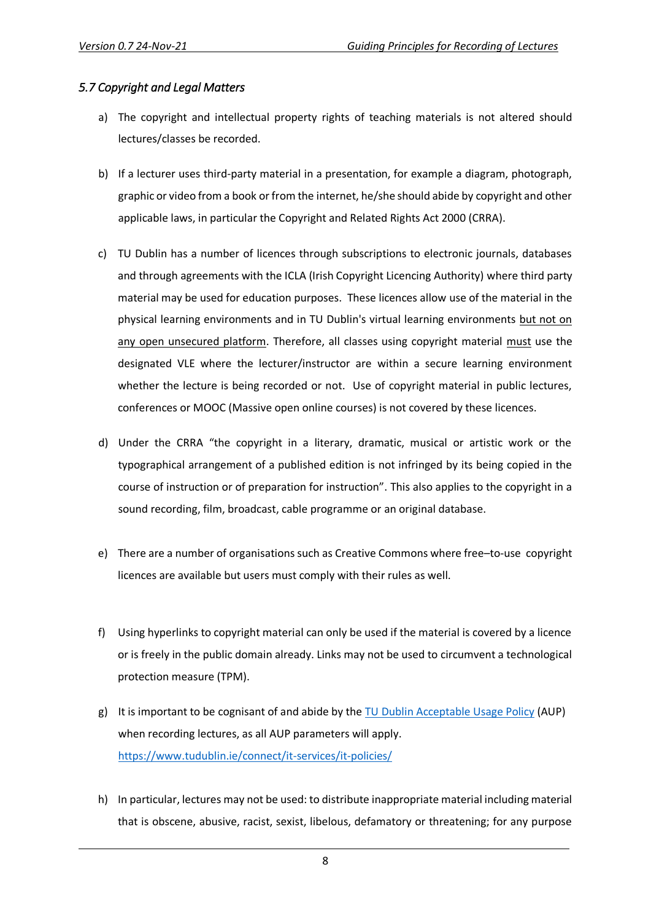### *5.7 Copyright and Legal Matters*

a) The copyright and intellectual property rights of teaching materials is not altered should lectures/classes be recorded.

b) If a lecturer uses third-party material in a presentation, for example a diagram, photograph, graphic or video from a book or from the internet, he/she should abide by copyright and other applicable laws, in particular the Copyright and Related Rights Act 2000 (CRRA).

c) TU Dublin has a number of licences through subscriptions to electronic journals, databases and through agreements with the ICLA (Irish Copyright Licencing Authority) where third party material may be used for education purposes. These licences allow use of the material in the physical learning environments and in TU Dublin's virtual learning environments <u>but not on any open unsecured platform</u>. Therefore, all classes using copyright material <u>must</u> use the designated VLE where the lecturer/instructor are within a secure learning environment whether the lecture is being recorded or not. Use of copyright material in public lectures, conferences or MOOC (Massive open online courses) is not covered by these licences.

d) Under the CRRA "the copyright in a literary, dramatic, musical or artistic work or the typographical arrangement of a published edition is not infringed by its being copied in the course of instruction or of preparation for instruction". This also applies to the copyright in a sound recording, film, broadcast, cable programme or an original database.

e) There are a number of organisations such as Creative Commons where free–to-use copyright licences are available but users must comply with their rules as well.

f) Using hyperlinks to copyright material can only be used if the material is covered by a licence or is freely in the public domain already. Links may not be used to circumvent a technological protection measure (TPM).

g) It is important to be cognisant of and abide by the [TU Dublin Acceptable Usage Policy](https://www.tudublin.ie/connect/it-services/it-policies/) (AUP) when recording lectures, as all AUP parameters will apply. https://www.tudublin.ie/connect/it-services/it-policies/

h) In particular, lectures may not be used: to distribute inappropriate material including material that is obscene, abusive, racist, sexist, libelous, defamatory or threatening; for any purpose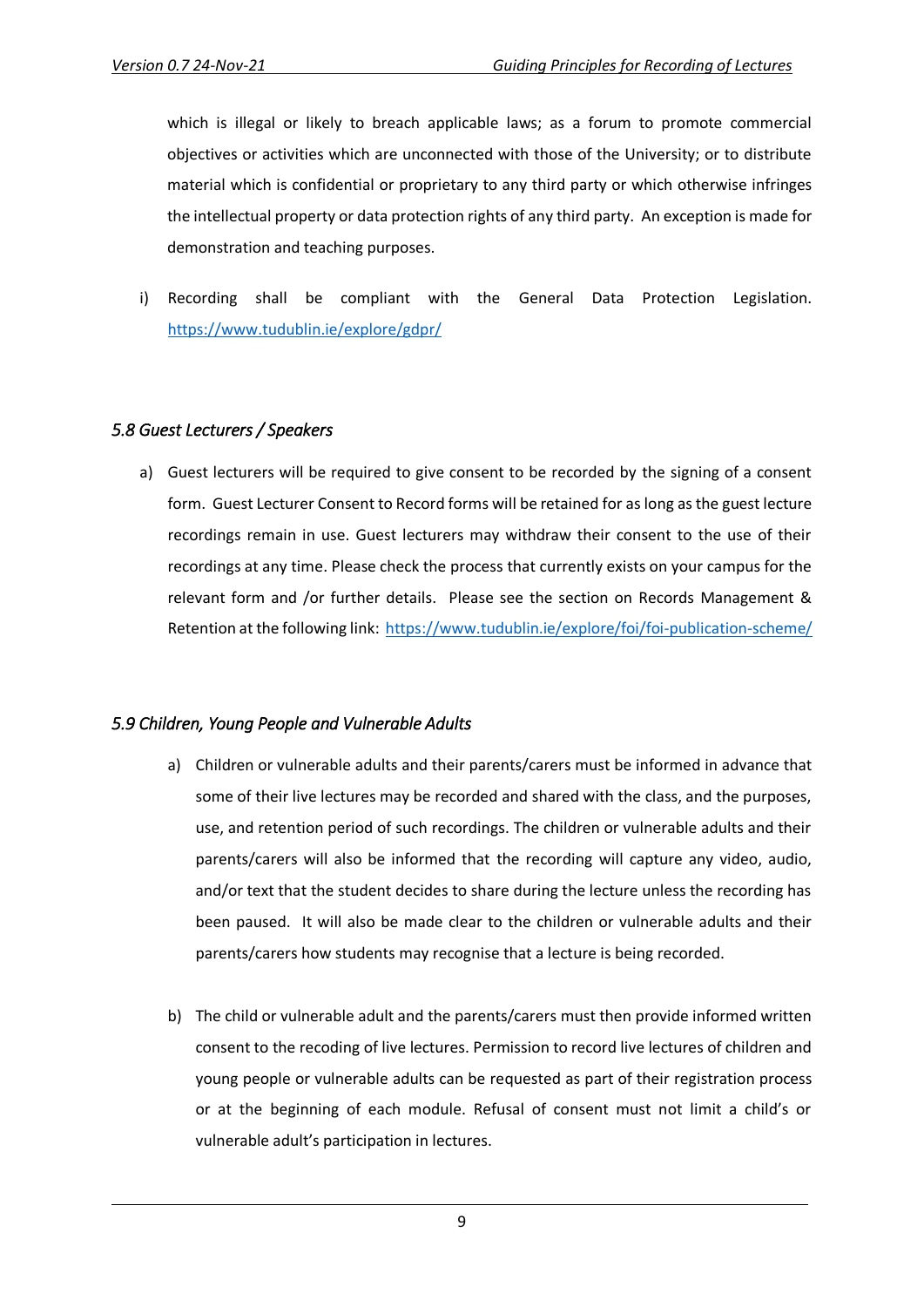which is illegal or likely to breach applicable laws; as a forum to promote commercial objectives or activities which are unconnected with those of the University; or to distribute material which is confidential or proprietary to any third party or which otherwise infringes the intellectual property or data protection rights of any third party. An exception is made for demonstration and teaching purposes.

i) Recording shall be compliant with the General Data Protection Legislation. https://www.tudublin.ie/explore/gdpr/

### *5.8 Guest Lecturers / Speakers*

a) Guest lecturers will be required to give consent to be recorded by the signing of a consent form. Guest Lecturer Consent to Record forms will be retained for as long as the guest lecture recordings remain in use. Guest lecturers may withdraw their consent to the use of their recordings at any time. Please check the process that currently exists on your campus for the relevant form and /or further details. Please see the section on Records Management & Retention at the following link: https://www.tudublin.ie/explore/foi/foi-publication-scheme/

### *5.9 Children, Young People and Vulnerable Adults*

a) Children or vulnerable adults and their parents/carers must be informed in advance that some of their live lectures may be recorded and shared with the class, and the purposes, use, and retention period of such recordings. The children or vulnerable adults and their parents/carers will also be informed that the recording will capture any video, audio, and/or text that the student decides to share during the lecture unless the recording has been paused. It will also be made clear to the children or vulnerable adults and their parents/carers how students may recognise that a lecture is being recorded.

b) The child or vulnerable adult and the parents/carers must then provide informed written consent to the recoding of live lectures. Permission to record live lectures of children and young people or vulnerable adults can be requested as part of their registration process or at the beginning of each module. Refusal of consent must not limit a child's or vulnerable adult's participation in lectures.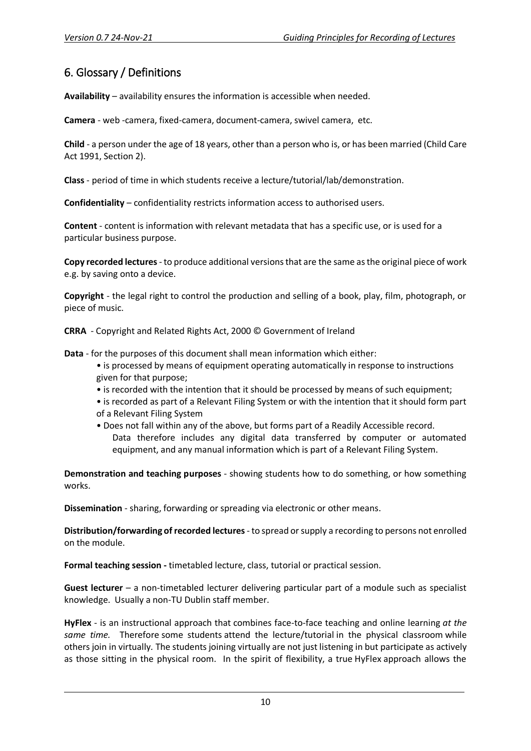## 6. Glossary / Definitions

**Availability** – availability ensures the information is accessible when needed.

**Camera** - web -camera, fixed-camera, document-camera, swivel camera, etc.

**Child** - a person under the age of 18 years, other than a person who is, or has been married (Child Care Act 1991, Section 2).

**Class** - period of time in which students receive a lecture/tutorial/lab/demonstration.

**Confidentiality** – confidentiality restricts information access to authorised users.

**Content** - content is information with relevant metadata that has a specific use, or is used for a particular business purpose.

**Copy recorded lectures** - to produce additional versions that are the same as the original piece of work e.g. by saving onto a device.

**Copyright** - the legal right to control the production and selling of a book, play, film, photograph, or piece of music.

**CRRA** - Copyright and Related Rights Act, 2000 © Government of Ireland

**Data** - for the purposes of this document shall mean information which either:

- is processed by means of equipment operating automatically in response to instructions given for that purpose;
- is recorded with the intention that it should be processed by means of such equipment;
- is recorded as part of a Relevant Filing System or with the intention that it should form part of a Relevant Filing System
- Does not fall within any of the above, but forms part of a Readily Accessible record.

  Data therefore includes any digital data transferred by computer or automated equipment, and any manual information which is part of a Relevant Filing System.

**Demonstration and teaching purposes** - showing students how to do something, or how something works.

**Dissemination** - sharing, forwarding or spreading via electronic or other means.

**Distribution/forwarding of recorded lectures** - to spread or supply a recording to persons not enrolled on the module.

**Formal teaching session -** timetabled lecture, class, tutorial or practical session.

**Guest lecturer** – a non-timetabled lecturer delivering particular part of a module such as specialist knowledge. Usually a non-TU Dublin staff member.

**HyFlex** - is an instructional approach that combines face-to-face teaching and online learning *at the same time.* Therefore some students attend the lecture/tutorial in the physical classroom while others join in virtually. The students joining virtually are not just listening in but participate as actively as those sitting in the physical room. In the spirit of flexibility, a true HyFlex approach allows the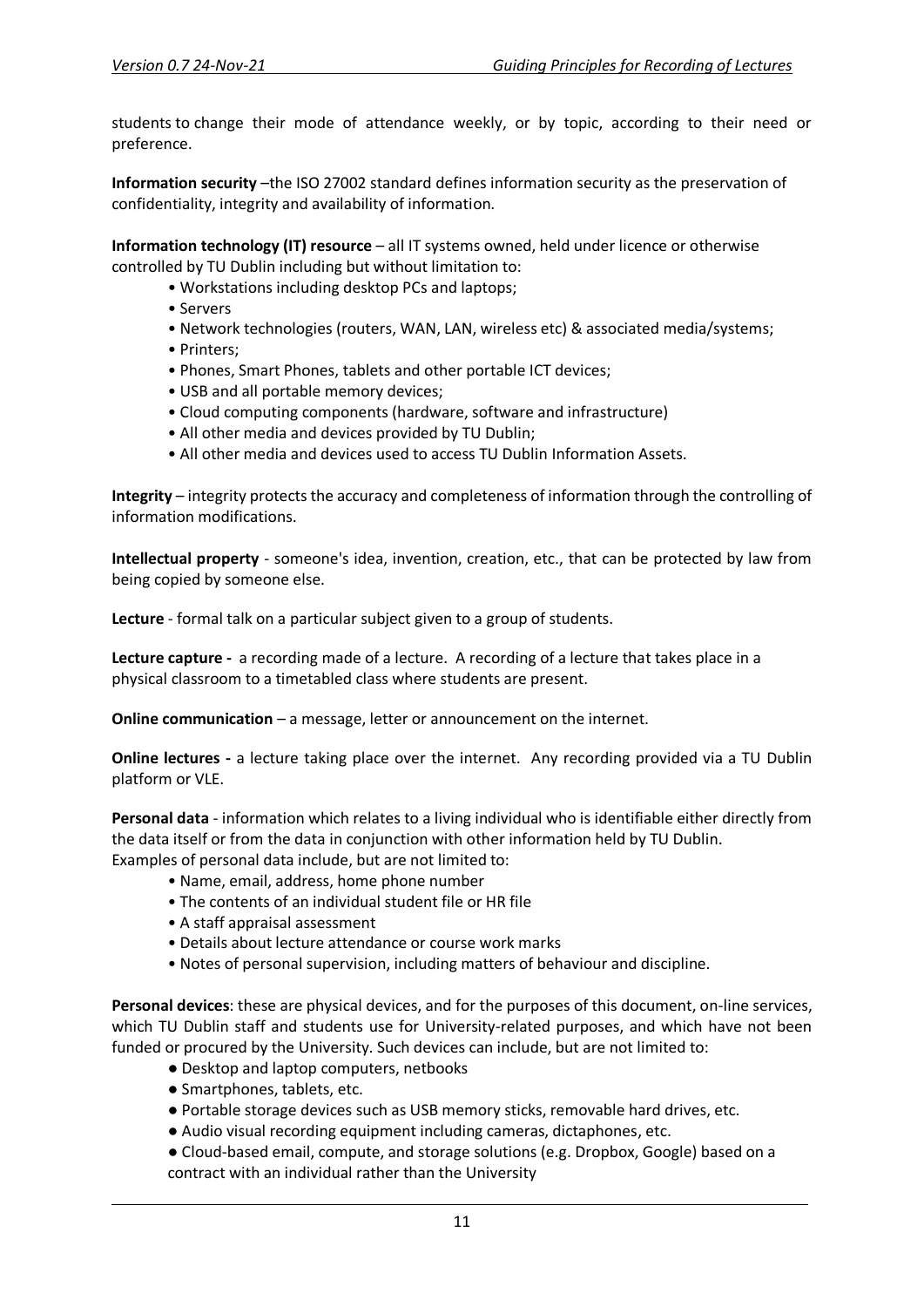students to change their mode of attendance weekly, or by topic, according to their need or preference.

**Information security** –the ISO 27002 standard defines information security as the preservation of confidentiality, integrity and availability of information.

**Information technology (IT) resource** – all IT systems owned, held under licence or otherwise controlled by TU Dublin including but without limitation to:

- Workstations including desktop PCs and laptops;
- Servers
- Network technologies (routers, WAN, LAN, wireless etc) & associated media/systems;
- Printers;
- Phones, Smart Phones, tablets and other portable ICT devices;
- USB and all portable memory devices;
- Cloud computing components (hardware, software and infrastructure)
- All other media and devices provided by TU Dublin;
- All other media and devices used to access TU Dublin Information Assets.

**Integrity** – integrity protects the accuracy and completeness of information through the controlling of information modifications.

**Intellectual property** - someone's idea, invention, creation, etc., that can be protected by law from being copied by someone else.

**Lecture** - formal talk on a particular subject given to a group of students.

**Lecture capture -** a recording made of a lecture. A recording of a lecture that takes place in a physical classroom to a timetabled class where students are present.

**Online communication** – a message, letter or announcement on the internet.

**Online lectures -** a lecture taking place over the internet. Any recording provided via a TU Dublin platform or VLE.

**Personal data** - information which relates to a living individual who is identifiable either directly from the data itself or from the data in conjunction with other information held by TU Dublin. Examples of personal data include, but are not limited to:

- Name, email, address, home phone number
- The contents of an individual student file or HR file
- A staff appraisal assessment
- Details about lecture attendance or course work marks
- Notes of personal supervision, including matters of behaviour and discipline.

**Personal devices**: these are physical devices, and for the purposes of this document, on-line services, which TU Dublin staff and students use for University-related purposes, and which have not been funded or procured by the University. Such devices can include, but are not limited to:

- Desktop and laptop computers, netbooks
- Smartphones, tablets, etc.
- Portable storage devices such as USB memory sticks, removable hard drives, etc.
- Audio visual recording equipment including cameras, dictaphones, etc.
- Cloud-based email, compute, and storage solutions (e.g. Dropbox, Google) based on a contract with an individual rather than the University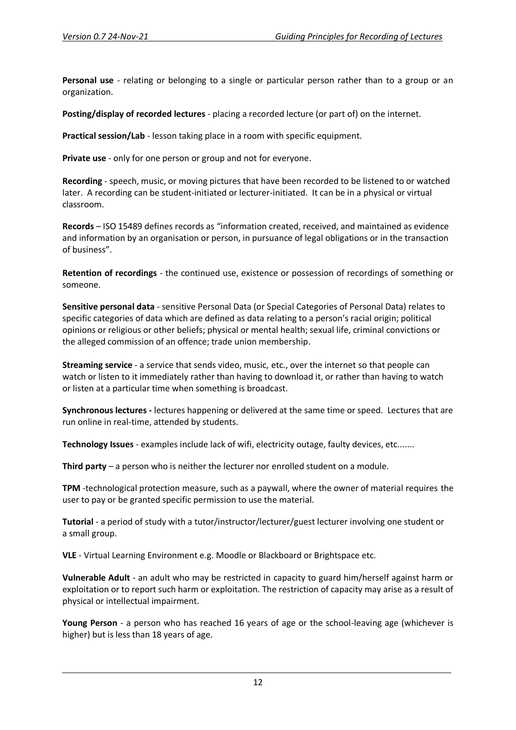**Personal use** - relating or belonging to a single or particular person rather than to a group or an organization.

**Posting/display of recorded lectures** - placing a recorded lecture (or part of) on the internet.

**Practical session/Lab** - lesson taking place in a room with specific equipment.

**Private use** - only for one person or group and not for everyone.

**Recording** - speech, music, or moving pictures that have been recorded to be listened to or watched later. A recording can be student-initiated or lecturer-initiated. It can be in a physical or virtual classroom.

**Records** – ISO 15489 defines records as "information created, received, and maintained as evidence and information by an organisation or person, in pursuance of legal obligations or in the transaction of business".

**Retention of recordings** - the continued use, existence or possession of recordings of something or someone.

**Sensitive personal data** - sensitive Personal Data (or Special Categories of Personal Data) relates to specific categories of data which are defined as data relating to a person's racial origin; political opinions or religious or other beliefs; physical or mental health; sexual life, criminal convictions or the alleged commission of an offence; trade union membership.

**Streaming service** - a service that sends video, music, etc., over the internet so that people can watch or listen to it immediately rather than having to download it, or rather than having to watch or listen at a particular time when something is broadcast.

**Synchronous lectures -** lectures happening or delivered at the same time or speed. Lectures that are run online in real-time, attended by students.

**Technology Issues** - examples include lack of wifi, electricity outage, faulty devices, etc.......

**Third party** – a person who is neither the lecturer nor enrolled student on a module.

**TPM** -technological protection measure, such as a paywall, where the owner of material requires the user to pay or be granted specific permission to use the material.

**Tutorial** - a period of study with a tutor/instructor/lecturer/guest lecturer involving one student or a small group.

**VLE** - Virtual Learning Environment e.g. Moodle or Blackboard or Brightspace etc.

**Vulnerable Adult** - an adult who may be restricted in capacity to guard him/herself against harm or exploitation or to report such harm or exploitation. The restriction of capacity may arise as a result of physical or intellectual impairment.

**Young Person** - a person who has reached 16 years of age or the school-leaving age (whichever is higher) but is less than 18 years of age.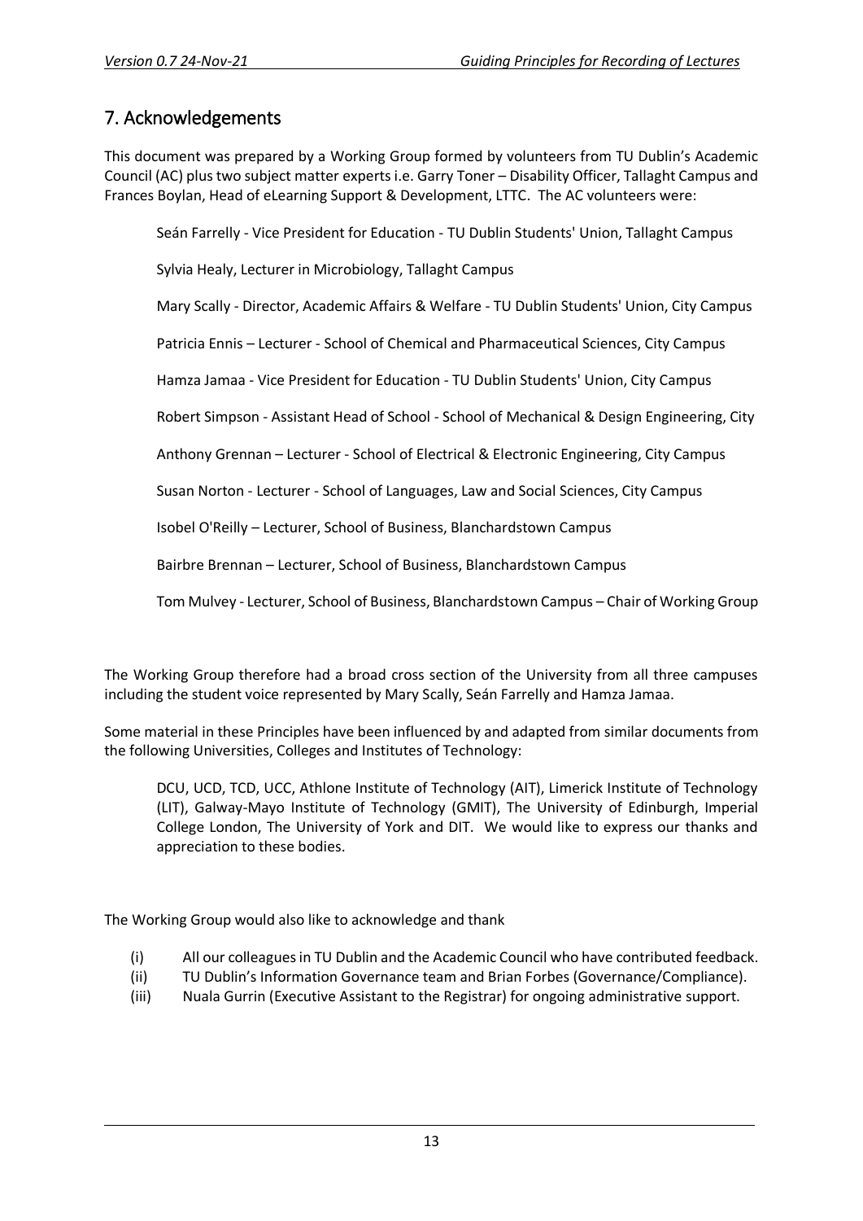## 7. Acknowledgements

This document was prepared by a Working Group formed by volunteers from TU Dublin's Academic Council (AC) plus two subject matter experts i.e. Garry Toner – Disability Officer, Tallaght Campus and Frances Boylan, Head of eLearning Support & Development, LTTC. The AC volunteers were:

Seán Farrelly - Vice President for Education - TU Dublin Students' Union, Tallaght Campus

Sylvia Healy, Lecturer in Microbiology, Tallaght Campus

Mary Scally - Director, Academic Affairs & Welfare - TU Dublin Students' Union, City Campus

Patricia Ennis – Lecturer - School of Chemical and Pharmaceutical Sciences, City Campus

Hamza Jamaa - Vice President for Education - TU Dublin Students' Union, City Campus

Robert Simpson - Assistant Head of School - School of Mechanical & Design Engineering, City

Anthony Grennan – Lecturer - School of Electrical & Electronic Engineering, City Campus

Susan Norton - Lecturer - School of Languages, Law and Social Sciences, City Campus

Isobel O'Reilly – Lecturer, School of Business, Blanchardstown Campus

Bairbre Brennan – Lecturer, School of Business, Blanchardstown Campus

Tom Mulvey - Lecturer, School of Business, Blanchardstown Campus – Chair of Working Group

The Working Group therefore had a broad cross section of the University from all three campuses including the student voice represented by Mary Scally, Seán Farrelly and Hamza Jamaa.

Some material in these Principles have been influenced by and adapted from similar documents from the following Universities, Colleges and Institutes of Technology:

DCU, UCD, TCD, UCC, Athlone Institute of Technology (AIT), Limerick Institute of Technology (LIT), Galway-Mayo Institute of Technology (GMIT), The University of Edinburgh, Imperial College London, The University of York and DIT. We would like to express our thanks and appreciation to these bodies.

The Working Group would also like to acknowledge and thank

(i) All our colleagues in TU Dublin and the Academic Council who have contributed feedback.
(ii) TU Dublin's Information Governance team and Brian Forbes (Governance/Compliance).
(iii) Nuala Gurrin (Executive Assistant to the Registrar) for ongoing administrative support.